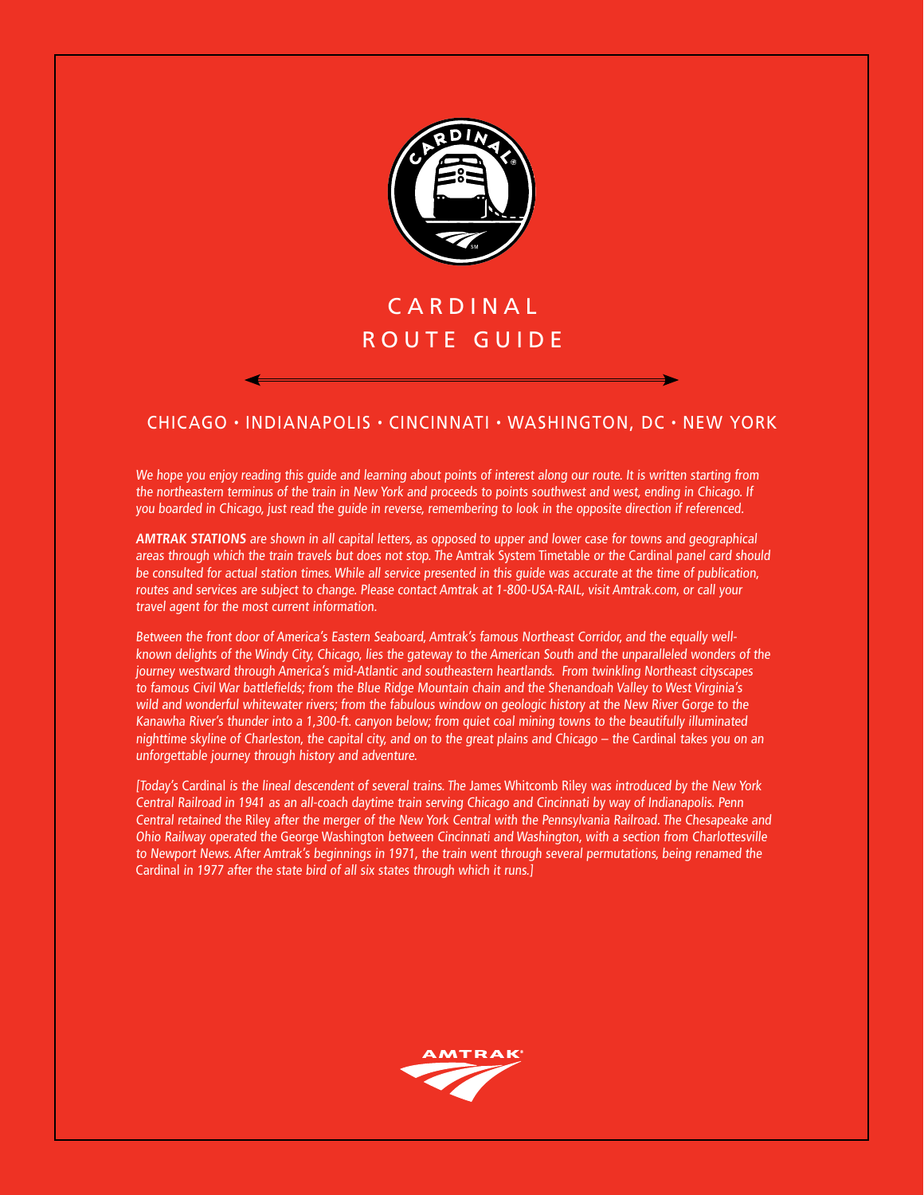# CARDINAL ROUTE GUIDE

## CHICAGO • INDIANAPOLIS • CINCINNATI • WASHINGTON, DC • NEW YORK

*We hope you enjoy reading this guide and learning about points of interest along our route. It is written starting from the northeastern terminus of the train in New York and proceeds to points southwest and west, ending in Chicago. If you boarded in Chicago, just read the guide in reverse, remembering to look in the opposite direction if referenced.*

***AMTRAK STATIONS** are shown in all capital letters, as opposed to upper and lower case for towns and geographical areas through which the train travels but does not stop. The* Amtrak System Timetable *or the* Cardinal *panel card should be consulted for actual station times. While all service presented in this guide was accurate at the time of publication, routes and services are subject to change. Please contact Amtrak at 1-800-USA-RAIL, visit Amtrak.com, or call your travel agent for the most current information.*

*Between the front door of America's Eastern Seaboard, Amtrak's famous Northeast Corridor, and the equally well-known delights of the Windy City, Chicago, lies the gateway to the American South and the unparalleled wonders of the journey westward through America's mid-Atlantic and southeastern heartlands. From twinkling Northeast cityscapes to famous Civil War battlefields; from the Blue Ridge Mountain chain and the Shenandoah Valley to West Virginia's wild and wonderful whitewater rivers; from the fabulous window on geologic history at the New River Gorge to the Kanawha River's thunder into a 1,300-ft. canyon below; from quiet coal mining towns to the beautifully illuminated nighttime skyline of Charleston, the capital city, and on to the great plains and Chicago – the* Cardinal *takes you on an unforgettable journey through history and adventure.*

*[Today's* Cardinal *is the lineal descendent of several trains. The* James Whitcomb Riley *was introduced by the New York Central Railroad in 1941 as an all-coach daytime train serving Chicago and Cincinnati by way of Indianapolis. Penn Central retained the* Riley *after the merger of the New York Central with the Pennsylvania Railroad. The Chesapeake and Ohio Railway operated the* George Washington *between Cincinnati and Washington, with a section from Charlottesville to Newport News. After Amtrak's beginnings in 1971, the train went through several permutations, being renamed the* Cardinal *in 1977 after the state bird of all six states through which it runs.]*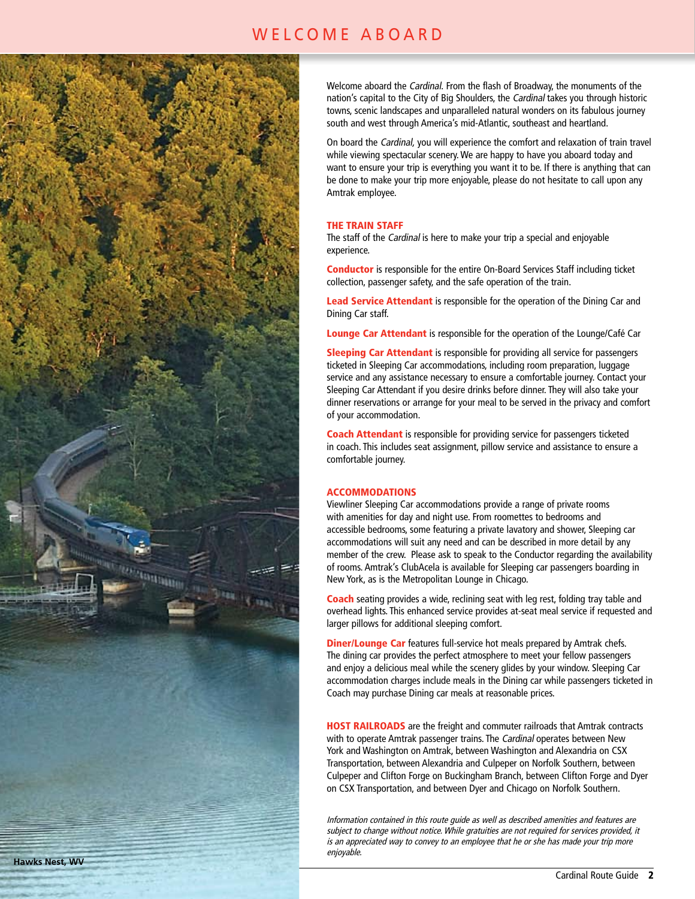# WELCOME ABOARD

Welcome aboard the *Cardinal*. From the flash of Broadway, the monuments of the nation's capital to the City of Big Shoulders, the *Cardinal* takes you through historic towns, scenic landscapes and unparalleled natural wonders on its fabulous journey south and west through America's mid-Atlantic, southeast and heartland.

On board the *Cardinal*, you will experience the comfort and relaxation of train travel while viewing spectacular scenery. We are happy to have you aboard today and want to ensure your trip is everything you want it to be. If there is anything that can be done to make your trip more enjoyable, please do not hesitate to call upon any Amtrak employee.

## THE TRAIN STAFF

The staff of the *Cardinal* is here to make your trip a special and enjoyable experience.

**Conductor** is responsible for the entire On-Board Services Staff including ticket collection, passenger safety, and the safe operation of the train.

**Lead Service Attendant** is responsible for the operation of the Dining Car and Dining Car staff.

**Lounge Car Attendant** is responsible for the operation of the Lounge/Café Car

**Sleeping Car Attendant** is responsible for providing all service for passengers ticketed in Sleeping Car accommodations, including room preparation, luggage service and any assistance necessary to ensure a comfortable journey. Contact your Sleeping Car Attendant if you desire drinks before dinner. They will also take your dinner reservations or arrange for your meal to be served in the privacy and comfort of your accommodation.

**Coach Attendant** is responsible for providing service for passengers ticketed in coach. This includes seat assignment, pillow service and assistance to ensure a comfortable journey.

## ACCOMMODATIONS

Viewliner Sleeping Car accommodations provide a range of private rooms with amenities for day and night use. From roomettes to bedrooms and accessible bedrooms, some featuring a private lavatory and shower, Sleeping car accommodations will suit any need and can be described in more detail by any member of the crew. Please ask to speak to the Conductor regarding the availability of rooms. Amtrak's ClubAcela is available for Sleeping car passengers boarding in New York, as is the Metropolitan Lounge in Chicago.

**Coach** seating provides a wide, reclining seat with leg rest, folding tray table and overhead lights. This enhanced service provides at-seat meal service if requested and larger pillows for additional sleeping comfort.

**Diner/Lounge Car** features full-service hot meals prepared by Amtrak chefs. The dining car provides the perfect atmosphere to meet your fellow passengers and enjoy a delicious meal while the scenery glides by your window. Sleeping Car accommodation charges include meals in the Dining car while passengers ticketed in Coach may purchase Dining car meals at reasonable prices.

**HOST RAILROADS** are the freight and commuter railroads that Amtrak contracts with to operate Amtrak passenger trains. The *Cardinal* operates between New York and Washington on Amtrak, between Washington and Alexandria on CSX Transportation, between Alexandria and Culpeper on Norfolk Southern, between Culpeper and Clifton Forge on Buckingham Branch, between Clifton Forge and Dyer on CSX Transportation, and between Dyer and Chicago on Norfolk Southern.

*Information contained in this route guide as well as described amenities and features are subject to change without notice. While gratuities are not required for services provided, it is an appreciated way to convey to an employee that he or she has made your trip more enjoyable.*

**Hawks Nest, WV**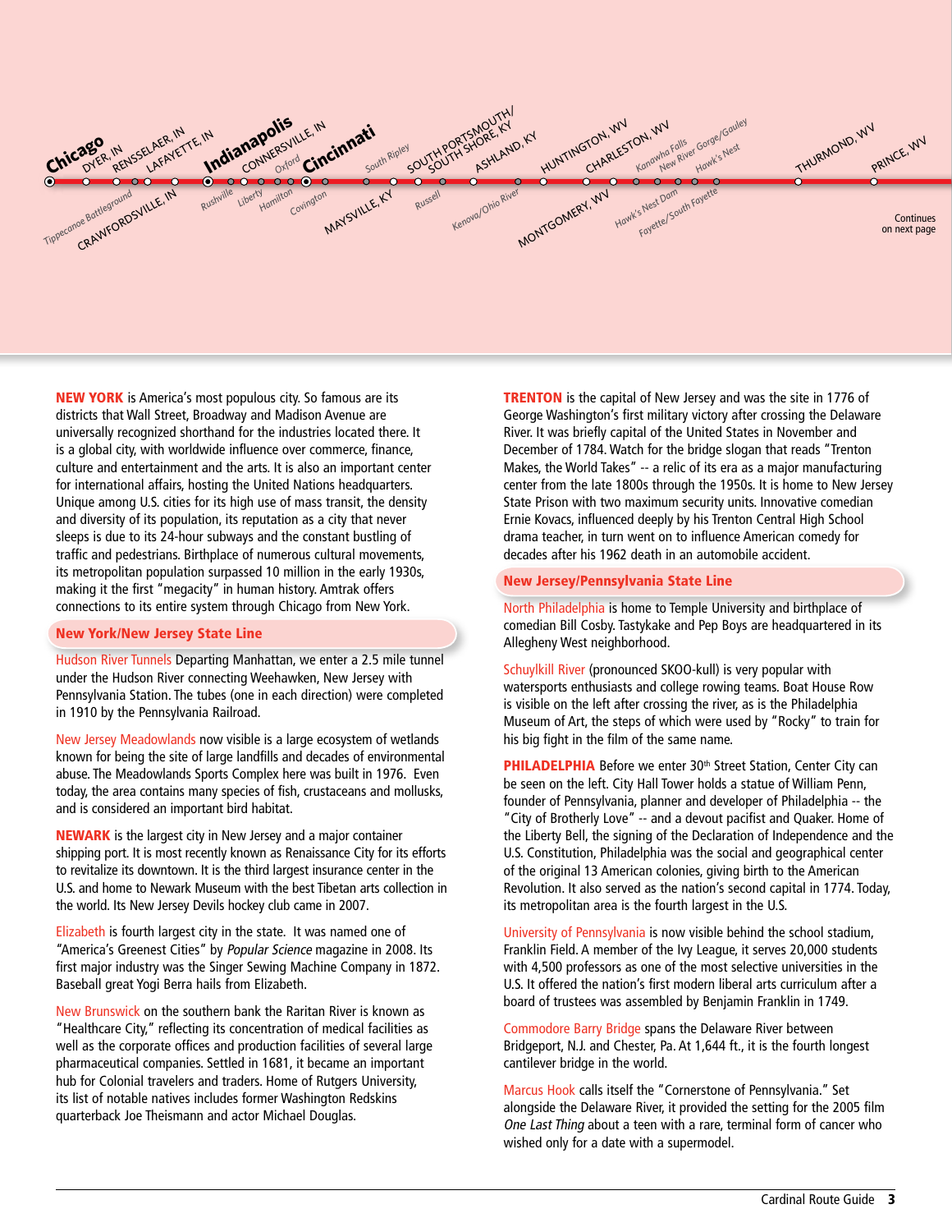Chicago · DYER, IN · RENSSELAER, IN · LAFAYETTE, IN · Tippecanoe Battleground · CRAWFORDSVILLE, IN · Indianapolis · Rushville · CONNERSVILLE, IN · Liberty · Oxford · Hamilton · Cincinnati · Covington · South Ripley · MAYSVILLE, KY · SOUTH PORTSMOUTH/SOUTH SHORE, KY · Russell · ASHLAND, KY · Kenova/Ohio River · HUNTINGTON, WV · MONTGOMERY, WV · CHARLESTON, WV · Kanawha Falls · Hawk's Nest Dam · New River Gorge/Gauley · Fayette/South Fayette · Hawk's Nest · THURMOND, WV · PRINCE, WV

Continues on next page

**NEW YORK** is America's most populous city. So famous are its districts that Wall Street, Broadway and Madison Avenue are universally recognized shorthand for the industries located there. It is a global city, with worldwide influence over commerce, finance, culture and entertainment and the arts. It is also an important center for international affairs, hosting the United Nations headquarters. Unique among U.S. cities for its high use of mass transit, the density and diversity of its population, its reputation as a city that never sleeps is due to its 24-hour subways and the constant bustling of traffic and pedestrians. Birthplace of numerous cultural movements, its metropolitan population surpassed 10 million in the early 1930s, making it the first "megacity" in human history. Amtrak offers connections to its entire system through Chicago from New York.

## New York/New Jersey State Line

Hudson River Tunnels Departing Manhattan, we enter a 2.5 mile tunnel under the Hudson River connecting Weehawken, New Jersey with Pennsylvania Station. The tubes (one in each direction) were completed in 1910 by the Pennsylvania Railroad.

New Jersey Meadowlands now visible is a large ecosystem of wetlands known for being the site of large landfills and decades of environmental abuse. The Meadowlands Sports Complex here was built in 1976. Even today, the area contains many species of fish, crustaceans and mollusks, and is considered an important bird habitat.

**NEWARK** is the largest city in New Jersey and a major container shipping port. It is most recently known as Renaissance City for its efforts to revitalize its downtown. It is the third largest insurance center in the U.S. and home to Newark Museum with the best Tibetan arts collection in the world. Its New Jersey Devils hockey club came in 2007.

Elizabeth is fourth largest city in the state. It was named one of "America's Greenest Cities" by *Popular Science* magazine in 2008. Its first major industry was the Singer Sewing Machine Company in 1872. Baseball great Yogi Berra hails from Elizabeth.

New Brunswick on the southern bank the Raritan River is known as "Healthcare City," reflecting its concentration of medical facilities as well as the corporate offices and production facilities of several large pharmaceutical companies. Settled in 1681, it became an important hub for Colonial travelers and traders. Home of Rutgers University, its list of notable natives includes former Washington Redskins quarterback Joe Theismann and actor Michael Douglas.

**TRENTON** is the capital of New Jersey and was the site in 1776 of George Washington's first military victory after crossing the Delaware River. It was briefly capital of the United States in November and December of 1784. Watch for the bridge slogan that reads "Trenton Makes, the World Takes" -- a relic of its era as a major manufacturing center from the late 1800s through the 1950s. It is home to New Jersey State Prison with two maximum security units. Innovative comedian Ernie Kovacs, influenced deeply by his Trenton Central High School drama teacher, in turn went on to influence American comedy for decades after his 1962 death in an automobile accident.

## New Jersey/Pennsylvania State Line

North Philadelphia is home to Temple University and birthplace of comedian Bill Cosby. Tastykake and Pep Boys are headquartered in its Allegheny West neighborhood.

Schuylkill River (pronounced SKOO-kull) is very popular with watersports enthusiasts and college rowing teams. Boat House Row is visible on the left after crossing the river, as is the Philadelphia Museum of Art, the steps of which were used by "Rocky" to train for his big fight in the film of the same name.

**PHILADELPHIA** Before we enter 30th Street Station, Center City can be seen on the left. City Hall Tower holds a statue of William Penn, founder of Pennsylvania, planner and developer of Philadelphia -- the "City of Brotherly Love" -- and a devout pacifist and Quaker. Home of the Liberty Bell, the signing of the Declaration of Independence and the U.S. Constitution, Philadelphia was the social and geographical center of the original 13 American colonies, giving birth to the American Revolution. It also served as the nation's second capital in 1774. Today, its metropolitan area is the fourth largest in the U.S.

University of Pennsylvania is now visible behind the school stadium, Franklin Field. A member of the Ivy League, it serves 20,000 students with 4,500 professors as one of the most selective universities in the U.S. It offered the nation's first modern liberal arts curriculum after a board of trustees was assembled by Benjamin Franklin in 1749.

Commodore Barry Bridge spans the Delaware River between Bridgeport, N.J. and Chester, Pa. At 1,644 ft., it is the fourth longest cantilever bridge in the world.

Marcus Hook calls itself the "Cornerstone of Pennsylvania." Set alongside the Delaware River, it provided the setting for the 2005 film *One Last Thing* about a teen with a rare, terminal form of cancer who wished only for a date with a supermodel.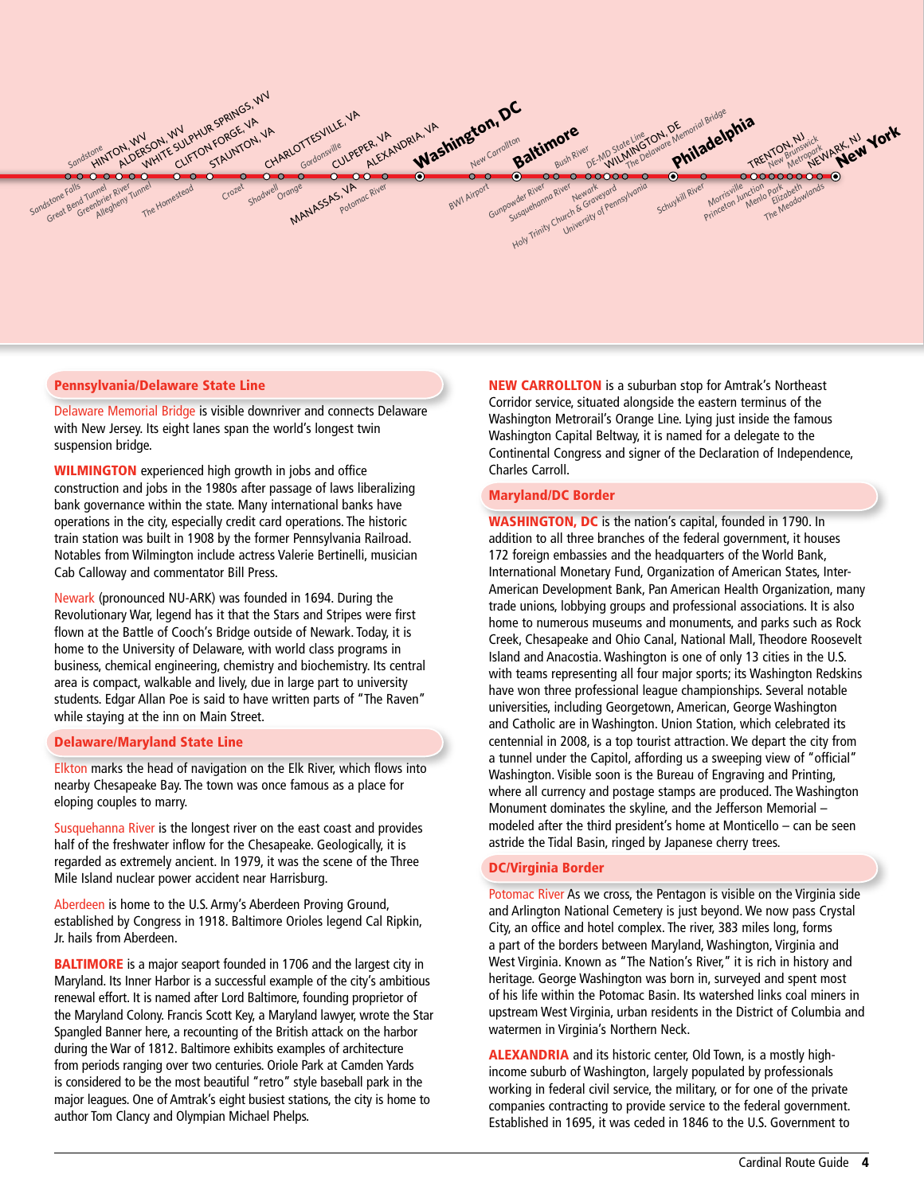## Pennsylvania/Delaware State Line

Delaware Memorial Bridge is visible downriver and connects Delaware with New Jersey. Its eight lanes span the world's longest twin suspension bridge.

**WILMINGTON** experienced high growth in jobs and office construction and jobs in the 1980s after passage of laws liberalizing bank governance within the state. Many international banks have operations in the city, especially credit card operations. The historic train station was built in 1908 by the former Pennsylvania Railroad. Notables from Wilmington include actress Valerie Bertinelli, musician Cab Calloway and commentator Bill Press.

Newark (pronounced NU-ARK) was founded in 1694. During the Revolutionary War, legend has it that the Stars and Stripes were first flown at the Battle of Cooch's Bridge outside of Newark. Today, it is home to the University of Delaware, with world class programs in business, chemical engineering, chemistry and biochemistry. Its central area is compact, walkable and lively, due in large part to university students. Edgar Allan Poe is said to have written parts of "The Raven" while staying at the inn on Main Street.

## Delaware/Maryland State Line

Elkton marks the head of navigation on the Elk River, which flows into nearby Chesapeake Bay. The town was once famous as a place for eloping couples to marry.

Susquehanna River is the longest river on the east coast and provides half of the freshwater inflow for the Chesapeake. Geologically, it is regarded as extremely ancient. In 1979, it was the scene of the Three Mile Island nuclear power accident near Harrisburg.

Aberdeen is home to the U.S. Army's Aberdeen Proving Ground, established by Congress in 1918. Baltimore Orioles legend Cal Ripkin, Jr. hails from Aberdeen.

**BALTIMORE** is a major seaport founded in 1706 and the largest city in Maryland. Its Inner Harbor is a successful example of the city's ambitious renewal effort. It is named after Lord Baltimore, founding proprietor of the Maryland Colony. Francis Scott Key, a Maryland lawyer, wrote the Star Spangled Banner here, a recounting of the British attack on the harbor during the War of 1812. Baltimore exhibits examples of architecture from periods ranging over two centuries. Oriole Park at Camden Yards is considered to be the most beautiful "retro" style baseball park in the major leagues. One of Amtrak's eight busiest stations, the city is home to author Tom Clancy and Olympian Michael Phelps.

**NEW CARROLLTON** is a suburban stop for Amtrak's Northeast Corridor service, situated alongside the eastern terminus of the Washington Metrorail's Orange Line. Lying just inside the famous Washington Capital Beltway, it is named for a delegate to the Continental Congress and signer of the Declaration of Independence, Charles Carroll.

## Maryland/DC Border

**WASHINGTON, DC** is the nation's capital, founded in 1790. In addition to all three branches of the federal government, it houses 172 foreign embassies and the headquarters of the World Bank, International Monetary Fund, Organization of American States, Inter-American Development Bank, Pan American Health Organization, many trade unions, lobbying groups and professional associations. It is also home to numerous museums and monuments, and parks such as Rock Creek, Chesapeake and Ohio Canal, National Mall, Theodore Roosevelt Island and Anacostia. Washington is one of only 13 cities in the U.S. with teams representing all four major sports; its Washington Redskins have won three professional league championships. Several notable universities, including Georgetown, American, George Washington and Catholic are in Washington. Union Station, which celebrated its centennial in 2008, is a top tourist attraction. We depart the city from a tunnel under the Capitol, affording us a sweeping view of "official" Washington. Visible soon is the Bureau of Engraving and Printing, where all currency and postage stamps are produced. The Washington Monument dominates the skyline, and the Jefferson Memorial – modeled after the third president's home at Monticello – can be seen astride the Tidal Basin, ringed by Japanese cherry trees.

## DC/Virginia Border

Potomac River As we cross, the Pentagon is visible on the Virginia side and Arlington National Cemetery is just beyond. We now pass Crystal City, an office and hotel complex. The river, 383 miles long, forms a part of the borders between Maryland, Washington, Virginia and West Virginia. Known as "The Nation's River," it is rich in history and heritage. George Washington was born in, surveyed and spent most of his life within the Potomac Basin. Its watershed links coal miners in upstream West Virginia, urban residents in the District of Columbia and watermen in Virginia's Northern Neck.

**ALEXANDRIA** and its historic center, Old Town, is a mostly high-income suburb of Washington, largely populated by professionals working in federal civil service, the military, or for one of the private companies contracting to provide service to the federal government. Established in 1695, it was ceded in 1846 to the U.S. Government to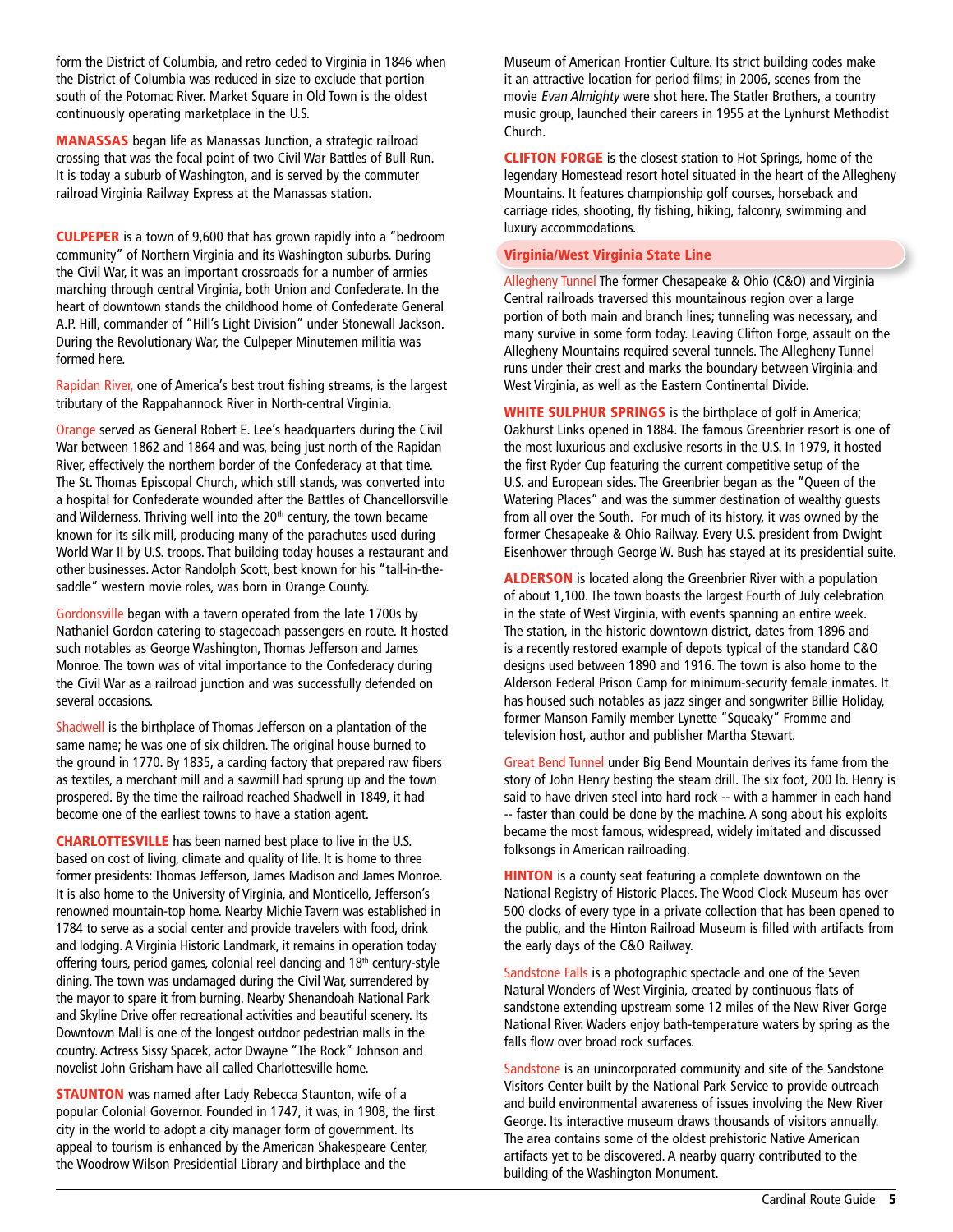form the District of Columbia, and retro ceded to Virginia in 1846 when the District of Columbia was reduced in size to exclude that portion south of the Potomac River. Market Square in Old Town is the oldest continuously operating marketplace in the U.S.

**MANASSAS** began life as Manassas Junction, a strategic railroad crossing that was the focal point of two Civil War Battles of Bull Run. It is today a suburb of Washington, and is served by the commuter railroad Virginia Railway Express at the Manassas station.

**CULPEPER** is a town of 9,600 that has grown rapidly into a "bedroom community" of Northern Virginia and its Washington suburbs. During the Civil War, it was an important crossroads for a number of armies marching through central Virginia, both Union and Confederate. In the heart of downtown stands the childhood home of Confederate General A.P. Hill, commander of "Hill's Light Division" under Stonewall Jackson. During the Revolutionary War, the Culpeper Minutemen militia was formed here.

Rapidan River, one of America's best trout fishing streams, is the largest tributary of the Rappahannock River in North-central Virginia.

Orange served as General Robert E. Lee's headquarters during the Civil War between 1862 and 1864 and was, being just north of the Rapidan River, effectively the northern border of the Confederacy at that time. The St. Thomas Episcopal Church, which still stands, was converted into a hospital for Confederate wounded after the Battles of Chancellorsville and Wilderness. Thriving well into the 20th century, the town became known for its silk mill, producing many of the parachutes used during World War II by U.S. troops. That building today houses a restaurant and other businesses. Actor Randolph Scott, best known for his "tall-in-the-saddle" western movie roles, was born in Orange County.

Gordonsville began with a tavern operated from the late 1700s by Nathaniel Gordon catering to stagecoach passengers en route. It hosted such notables as George Washington, Thomas Jefferson and James Monroe. The town was of vital importance to the Confederacy during the Civil War as a railroad junction and was successfully defended on several occasions.

Shadwell is the birthplace of Thomas Jefferson on a plantation of the same name; he was one of six children. The original house burned to the ground in 1770. By 1835, a carding factory that prepared raw fibers as textiles, a merchant mill and a sawmill had sprung up and the town prospered. By the time the railroad reached Shadwell in 1849, it had become one of the earliest towns to have a station agent.

**CHARLOTTESVILLE** has been named best place to live in the U.S. based on cost of living, climate and quality of life. It is home to three former presidents: Thomas Jefferson, James Madison and James Monroe. It is also home to the University of Virginia, and Monticello, Jefferson's renowned mountain-top home. Nearby Michie Tavern was established in 1784 to serve as a social center and provide travelers with food, drink and lodging. A Virginia Historic Landmark, it remains in operation today offering tours, period games, colonial reel dancing and 18th century-style dining. The town was undamaged during the Civil War, surrendered by the mayor to spare it from burning. Nearby Shenandoah National Park and Skyline Drive offer recreational activities and beautiful scenery. Its Downtown Mall is one of the longest outdoor pedestrian malls in the country. Actress Sissy Spacek, actor Dwayne "The Rock" Johnson and novelist John Grisham have all called Charlottesville home.

**STAUNTON** was named after Lady Rebecca Staunton, wife of a popular Colonial Governor. Founded in 1747, it was, in 1908, the first city in the world to adopt a city manager form of government. Its appeal to tourism is enhanced by the American Shakespeare Center, the Woodrow Wilson Presidential Library and birthplace and the Museum of American Frontier Culture. Its strict building codes make it an attractive location for period films; in 2006, scenes from the movie *Evan Almighty* were shot here. The Statler Brothers, a country music group, launched their careers in 1955 at the Lynhurst Methodist Church.

**CLIFTON FORGE** is the closest station to Hot Springs, home of the legendary Homestead resort hotel situated in the heart of the Allegheny Mountains. It features championship golf courses, horseback and carriage rides, shooting, fly fishing, hiking, falconry, swimming and luxury accommodations.

## Virginia/West Virginia State Line

Allegheny Tunnel The former Chesapeake & Ohio (C&O) and Virginia Central railroads traversed this mountainous region over a large portion of both main and branch lines; tunneling was necessary, and many survive in some form today. Leaving Clifton Forge, assault on the Allegheny Mountains required several tunnels. The Allegheny Tunnel runs under their crest and marks the boundary between Virginia and West Virginia, as well as the Eastern Continental Divide.

**WHITE SULPHUR SPRINGS** is the birthplace of golf in America; Oakhurst Links opened in 1884. The famous Greenbrier resort is one of the most luxurious and exclusive resorts in the U.S. In 1979, it hosted the first Ryder Cup featuring the current competitive setup of the U.S. and European sides. The Greenbrier began as the "Queen of the Watering Places" and was the summer destination of wealthy guests from all over the South. For much of its history, it was owned by the former Chesapeake & Ohio Railway. Every U.S. president from Dwight Eisenhower through George W. Bush has stayed at its presidential suite.

**ALDERSON** is located along the Greenbrier River with a population of about 1,100. The town boasts the largest Fourth of July celebration in the state of West Virginia, with events spanning an entire week. The station, in the historic downtown district, dates from 1896 and is a recently restored example of depots typical of the standard C&O designs used between 1890 and 1916. The town is also home to the Alderson Federal Prison Camp for minimum-security female inmates. It has housed such notables as jazz singer and songwriter Billie Holiday, former Manson Family member Lynette "Squeaky" Fromme and television host, author and publisher Martha Stewart.

Great Bend Tunnel under Big Bend Mountain derives its fame from the story of John Henry besting the steam drill. The six foot, 200 lb. Henry is said to have driven steel into hard rock -- with a hammer in each hand -- faster than could be done by the machine. A song about his exploits became the most famous, widespread, widely imitated and discussed folksongs in American railroading.

**HINTON** is a county seat featuring a complete downtown on the National Registry of Historic Places. The Wood Clock Museum has over 500 clocks of every type in a private collection that has been opened to the public, and the Hinton Railroad Museum is filled with artifacts from the early days of the C&O Railway.

Sandstone Falls is a photographic spectacle and one of the Seven Natural Wonders of West Virginia, created by continuous flats of sandstone extending upstream some 12 miles of the New River Gorge National River. Waders enjoy bath-temperature waters by spring as the falls flow over broad rock surfaces.

Sandstone is an unincorporated community and site of the Sandstone Visitors Center built by the National Park Service to provide outreach and build environmental awareness of issues involving the New River George. Its interactive museum draws thousands of visitors annually. The area contains some of the oldest prehistoric Native American artifacts yet to be discovered. A nearby quarry contributed to the building of the Washington Monument.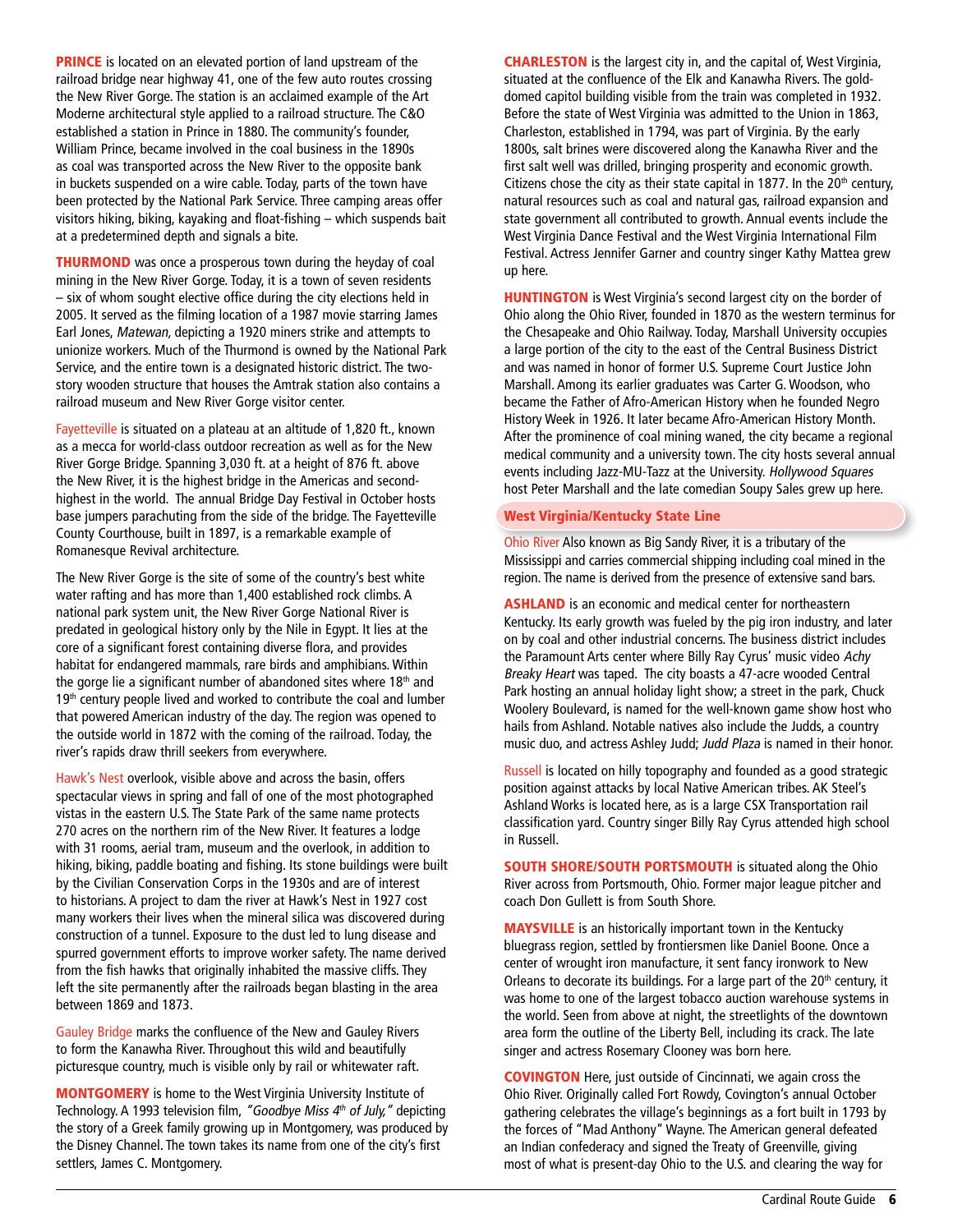**PRINCE** is located on an elevated portion of land upstream of the railroad bridge near highway 41, one of the few auto routes crossing the New River Gorge. The station is an acclaimed example of the Art Moderne architectural style applied to a railroad structure. The C&O established a station in Prince in 1880. The community's founder, William Prince, became involved in the coal business in the 1890s as coal was transported across the New River to the opposite bank in buckets suspended on a wire cable. Today, parts of the town have been protected by the National Park Service. Three camping areas offer visitors hiking, biking, kayaking and float-fishing – which suspends bait at a predetermined depth and signals a bite.

**THURMOND** was once a prosperous town during the heyday of coal mining in the New River Gorge. Today, it is a town of seven residents – six of whom sought elective office during the city elections held in 2005. It served as the filming location of a 1987 movie starring James Earl Jones, *Matewan,* depicting a 1920 miners strike and attempts to unionize workers. Much of the Thurmond is owned by the National Park Service, and the entire town is a designated historic district. The two-story wooden structure that houses the Amtrak station also contains a railroad museum and New River Gorge visitor center.

Fayetteville is situated on a plateau at an altitude of 1,820 ft., known as a mecca for world-class outdoor recreation as well as for the New River Gorge Bridge. Spanning 3,030 ft. at a height of 876 ft. above the New River, it is the highest bridge in the Americas and second-highest in the world. The annual Bridge Day Festival in October hosts base jumpers parachuting from the side of the bridge. The Fayetteville County Courthouse, built in 1897, is a remarkable example of Romanesque Revival architecture.

The New River Gorge is the site of some of the country's best white water rafting and has more than 1,400 established rock climbs. A national park system unit, the New River Gorge National River is predated in geological history only by the Nile in Egypt. It lies at the core of a significant forest containing diverse flora, and provides habitat for endangered mammals, rare birds and amphibians. Within the gorge lie a significant number of abandoned sites where 18th and 19th century people lived and worked to contribute the coal and lumber that powered American industry of the day. The region was opened to the outside world in 1872 with the coming of the railroad. Today, the river's rapids draw thrill seekers from everywhere.

Hawk's Nest overlook, visible above and across the basin, offers spectacular views in spring and fall of one of the most photographed vistas in the eastern U.S. The State Park of the same name protects 270 acres on the northern rim of the New River. It features a lodge with 31 rooms, aerial tram, museum and the overlook, in addition to hiking, biking, paddle boating and fishing. Its stone buildings were built by the Civilian Conservation Corps in the 1930s and are of interest to historians. A project to dam the river at Hawk's Nest in 1927 cost many workers their lives when the mineral silica was discovered during construction of a tunnel. Exposure to the dust led to lung disease and spurred government efforts to improve worker safety. The name derived from the fish hawks that originally inhabited the massive cliffs. They left the site permanently after the railroads began blasting in the area between 1869 and 1873.

Gauley Bridge marks the confluence of the New and Gauley Rivers to form the Kanawha River. Throughout this wild and beautifully picturesque country, much is visible only by rail or whitewater raft.

**MONTGOMERY** is home to the West Virginia University Institute of Technology. A 1993 television film, *"Goodbye Miss 4th of July,"* depicting the story of a Greek family growing up in Montgomery, was produced by the Disney Channel. The town takes its name from one of the city's first settlers, James C. Montgomery.

**CHARLESTON** is the largest city in, and the capital of, West Virginia, situated at the confluence of the Elk and Kanawha Rivers. The gold-domed capitol building visible from the train was completed in 1932. Before the state of West Virginia was admitted to the Union in 1863, Charleston, established in 1794, was part of Virginia. By the early 1800s, salt brines were discovered along the Kanawha River and the first salt well was drilled, bringing prosperity and economic growth. Citizens chose the city as their state capital in 1877. In the 20th century, natural resources such as coal and natural gas, railroad expansion and state government all contributed to growth. Annual events include the West Virginia Dance Festival and the West Virginia International Film Festival. Actress Jennifer Garner and country singer Kathy Mattea grew up here.

**HUNTINGTON** is West Virginia's second largest city on the border of Ohio along the Ohio River, founded in 1870 as the western terminus for the Chesapeake and Ohio Railway. Today, Marshall University occupies a large portion of the city to the east of the Central Business District and was named in honor of former U.S. Supreme Court Justice John Marshall. Among its earlier graduates was Carter G. Woodson, who became the Father of Afro-American History when he founded Negro History Week in 1926. It later became Afro-American History Month. After the prominence of coal mining waned, the city became a regional medical community and a university town. The city hosts several annual events including Jazz-MU-Tazz at the University. *Hollywood Squares* host Peter Marshall and the late comedian Soupy Sales grew up here.

## West Virginia/Kentucky State Line

Ohio River Also known as Big Sandy River, it is a tributary of the Mississippi and carries commercial shipping including coal mined in the region. The name is derived from the presence of extensive sand bars.

**ASHLAND** is an economic and medical center for northeastern Kentucky. Its early growth was fueled by the pig iron industry, and later on by coal and other industrial concerns. The business district includes the Paramount Arts center where Billy Ray Cyrus' music video *Achy Breaky Heart* was taped. The city boasts a 47-acre wooded Central Park hosting an annual holiday light show; a street in the park, Chuck Woolery Boulevard, is named for the well-known game show host who hails from Ashland. Notable natives also include the Judds, a country music duo, and actress Ashley Judd; *Judd Plaza* is named in their honor.

Russell is located on hilly topography and founded as a good strategic position against attacks by local Native American tribes. AK Steel's Ashland Works is located here, as is a large CSX Transportation rail classification yard. Country singer Billy Ray Cyrus attended high school in Russell.

**SOUTH SHORE/SOUTH PORTSMOUTH** is situated along the Ohio River across from Portsmouth, Ohio. Former major league pitcher and coach Don Gullett is from South Shore.

**MAYSVILLE** is an historically important town in the Kentucky bluegrass region, settled by frontiersmen like Daniel Boone. Once a center of wrought iron manufacture, it sent fancy ironwork to New Orleans to decorate its buildings. For a large part of the 20th century, it was home to one of the largest tobacco auction warehouse systems in the world. Seen from above at night, the streetlights of the downtown area form the outline of the Liberty Bell, including its crack. The late singer and actress Rosemary Clooney was born here.

**COVINGTON** Here, just outside of Cincinnati, we again cross the Ohio River. Originally called Fort Rowdy, Covington's annual October gathering celebrates the village's beginnings as a fort built in 1793 by the forces of "Mad Anthony" Wayne. The American general defeated an Indian confederacy and signed the Treaty of Greenville, giving most of what is present-day Ohio to the U.S. and clearing the way for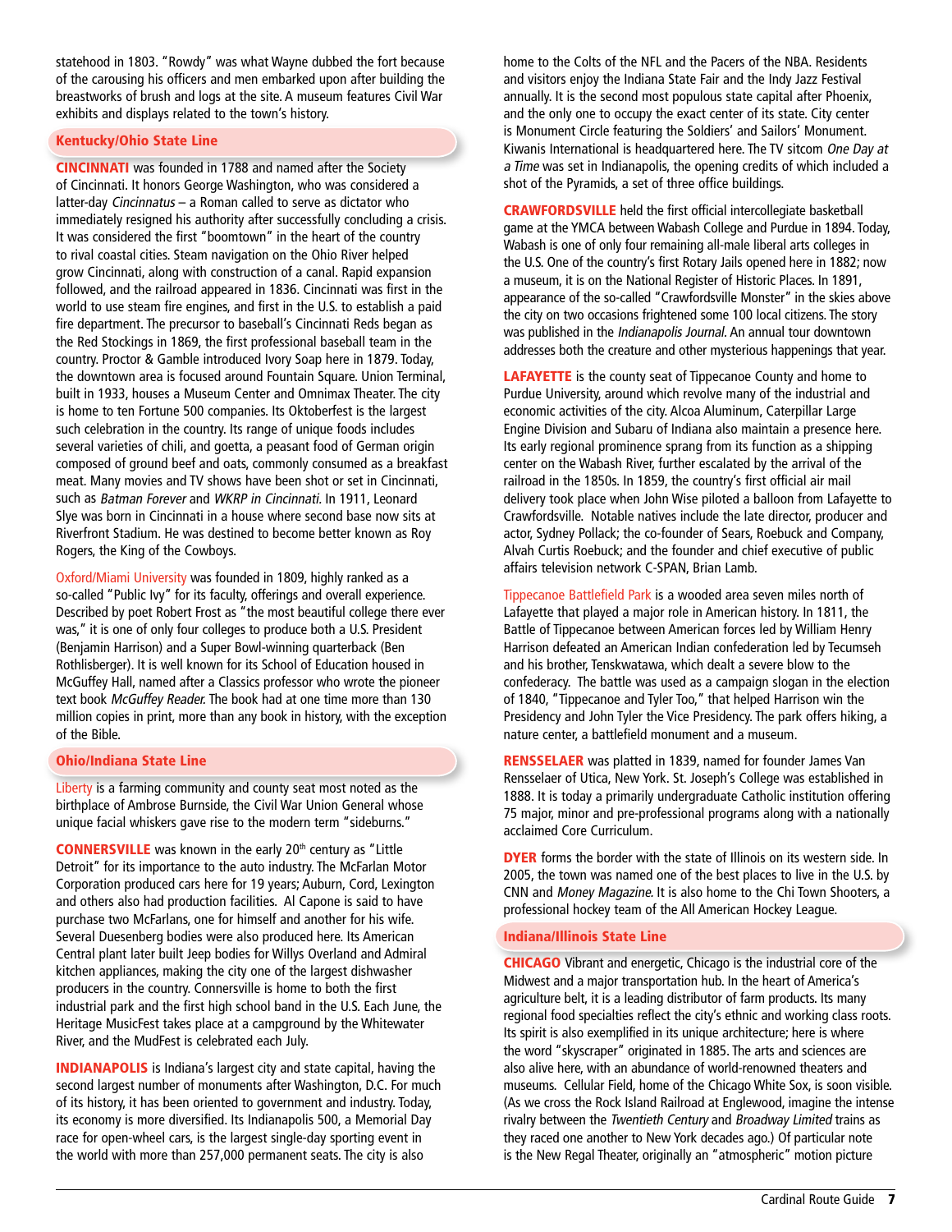statehood in 1803. "Rowdy" was what Wayne dubbed the fort because of the carousing his officers and men embarked upon after building the breastworks of brush and logs at the site. A museum features Civil War exhibits and displays related to the town's history.

## Kentucky/Ohio State Line

**CINCINNATI** was founded in 1788 and named after the Society of Cincinnati. It honors George Washington, who was considered a latter-day *Cincinnatus* – a Roman called to serve as dictator who immediately resigned his authority after successfully concluding a crisis. It was considered the first "boomtown" in the heart of the country to rival coastal cities. Steam navigation on the Ohio River helped grow Cincinnati, along with construction of a canal. Rapid expansion followed, and the railroad appeared in 1836. Cincinnati was first in the world to use steam fire engines, and first in the U.S. to establish a paid fire department. The precursor to baseball's Cincinnati Reds began as the Red Stockings in 1869, the first professional baseball team in the country. Proctor & Gamble introduced Ivory Soap here in 1879. Today, the downtown area is focused around Fountain Square. Union Terminal, built in 1933, houses a Museum Center and Omnimax Theater. The city is home to ten Fortune 500 companies. Its Oktoberfest is the largest such celebration in the country. Its range of unique foods includes several varieties of chili, and goetta, a peasant food of German origin composed of ground beef and oats, commonly consumed as a breakfast meat. Many movies and TV shows have been shot or set in Cincinnati, such as *Batman Forever* and *WKRP in Cincinnati*. In 1911, Leonard Slye was born in Cincinnati in a house where second base now sits at Riverfront Stadium. He was destined to become better known as Roy Rogers, the King of the Cowboys.

Oxford/Miami University was founded in 1809, highly ranked as a so-called "Public Ivy" for its faculty, offerings and overall experience. Described by poet Robert Frost as "the most beautiful college there ever was," it is one of only four colleges to produce both a U.S. President (Benjamin Harrison) and a Super Bowl-winning quarterback (Ben Rothlisberger). It is well known for its School of Education housed in McGuffey Hall, named after a Classics professor who wrote the pioneer text book *McGuffey Reader*. The book had at one time more than 130 million copies in print, more than any book in history, with the exception of the Bible.

## Ohio/Indiana State Line

Liberty is a farming community and county seat most noted as the birthplace of Ambrose Burnside, the Civil War Union General whose unique facial whiskers gave rise to the modern term "sideburns."

**CONNERSVILLE** was known in the early 20th century as "Little Detroit" for its importance to the auto industry. The McFarlan Motor Corporation produced cars here for 19 years; Auburn, Cord, Lexington and others also had production facilities. Al Capone is said to have purchase two McFarlans, one for himself and another for his wife. Several Duesenberg bodies were also produced here. Its American Central plant later built Jeep bodies for Willys Overland and Admiral kitchen appliances, making the city one of the largest dishwasher producers in the country. Connersville is home to both the first industrial park and the first high school band in the U.S. Each June, the Heritage MusicFest takes place at a campground by the Whitewater River, and the MudFest is celebrated each July.

**INDIANAPOLIS** is Indiana's largest city and state capital, having the second largest number of monuments after Washington, D.C. For much of its history, it has been oriented to government and industry. Today, its economy is more diversified. Its Indianapolis 500, a Memorial Day race for open-wheel cars, is the largest single-day sporting event in the world with more than 257,000 permanent seats. The city is also home to the Colts of the NFL and the Pacers of the NBA. Residents and visitors enjoy the Indiana State Fair and the Indy Jazz Festival annually. It is the second most populous state capital after Phoenix, and the only one to occupy the exact center of its state. City center is Monument Circle featuring the Soldiers' and Sailors' Monument. Kiwanis International is headquartered here. The TV sitcom *One Day at a Time* was set in Indianapolis, the opening credits of which included a shot of the Pyramids, a set of three office buildings.

**CRAWFORDSVILLE** held the first official intercollegiate basketball game at the YMCA between Wabash College and Purdue in 1894. Today, Wabash is one of only four remaining all-male liberal arts colleges in the U.S. One of the country's first Rotary Jails opened here in 1882; now a museum, it is on the National Register of Historic Places. In 1891, appearance of the so-called "Crawfordsville Monster" in the skies above the city on two occasions frightened some 100 local citizens. The story was published in the *Indianapolis Journal*. An annual tour downtown addresses both the creature and other mysterious happenings that year.

**LAFAYETTE** is the county seat of Tippecanoe County and home to Purdue University, around which revolve many of the industrial and economic activities of the city. Alcoa Aluminum, Caterpillar Large Engine Division and Subaru of Indiana also maintain a presence here. Its early regional prominence sprang from its function as a shipping center on the Wabash River, further escalated by the arrival of the railroad in the 1850s. In 1859, the country's first official air mail delivery took place when John Wise piloted a balloon from Lafayette to Crawfordsville. Notable natives include the late director, producer and actor, Sydney Pollack; the co-founder of Sears, Roebuck and Company, Alvah Curtis Roebuck; and the founder and chief executive of public affairs television network C-SPAN, Brian Lamb.

Tippecanoe Battlefield Park is a wooded area seven miles north of Lafayette that played a major role in American history. In 1811, the Battle of Tippecanoe between American forces led by William Henry Harrison defeated an American Indian confederation led by Tecumseh and his brother, Tenskwatawa, which dealt a severe blow to the confederacy. The battle was used as a campaign slogan in the election of 1840, "Tippecanoe and Tyler Too," that helped Harrison win the Presidency and John Tyler the Vice Presidency. The park offers hiking, a nature center, a battlefield monument and a museum.

**RENSSELAER** was platted in 1839, named for founder James Van Rensselaer of Utica, New York. St. Joseph's College was established in 1888. It is today a primarily undergraduate Catholic institution offering 75 major, minor and pre-professional programs along with a nationally acclaimed Core Curriculum.

**DYER** forms the border with the state of Illinois on its western side. In 2005, the town was named one of the best places to live in the U.S. by CNN and *Money Magazine*. It is also home to the Chi Town Shooters, a professional hockey team of the All American Hockey League.

## Indiana/Illinois State Line

**CHICAGO** Vibrant and energetic, Chicago is the industrial core of the Midwest and a major transportation hub. In the heart of America's agriculture belt, it is a leading distributor of farm products. Its many regional food specialties reflect the city's ethnic and working class roots. Its spirit is also exemplified in its unique architecture; here is where the word "skyscraper" originated in 1885. The arts and sciences are also alive here, with an abundance of world-renowned theaters and museums. Cellular Field, home of the Chicago White Sox, is soon visible. (As we cross the Rock Island Railroad at Englewood, imagine the intense rivalry between the *Twentieth Century* and *Broadway Limited* trains as they raced one another to New York decades ago.) Of particular note is the New Regal Theater, originally an "atmospheric" motion picture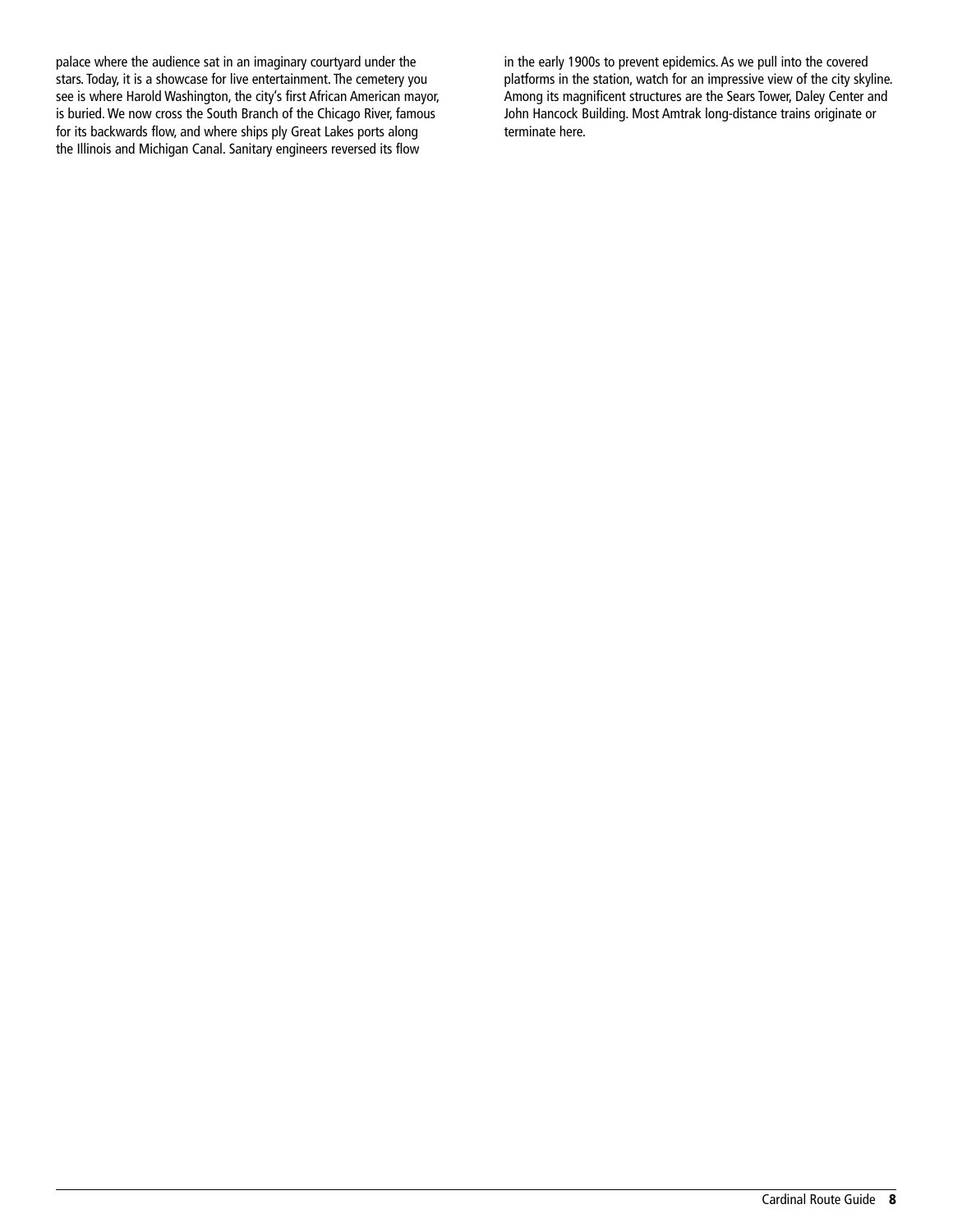palace where the audience sat in an imaginary courtyard under the stars. Today, it is a showcase for live entertainment. The cemetery you see is where Harold Washington, the city's first African American mayor, is buried. We now cross the South Branch of the Chicago River, famous for its backwards flow, and where ships ply Great Lakes ports along the Illinois and Michigan Canal. Sanitary engineers reversed its flow in the early 1900s to prevent epidemics. As we pull into the covered platforms in the station, watch for an impressive view of the city skyline. Among its magnificent structures are the Sears Tower, Daley Center and John Hancock Building. Most Amtrak long-distance trains originate or terminate here.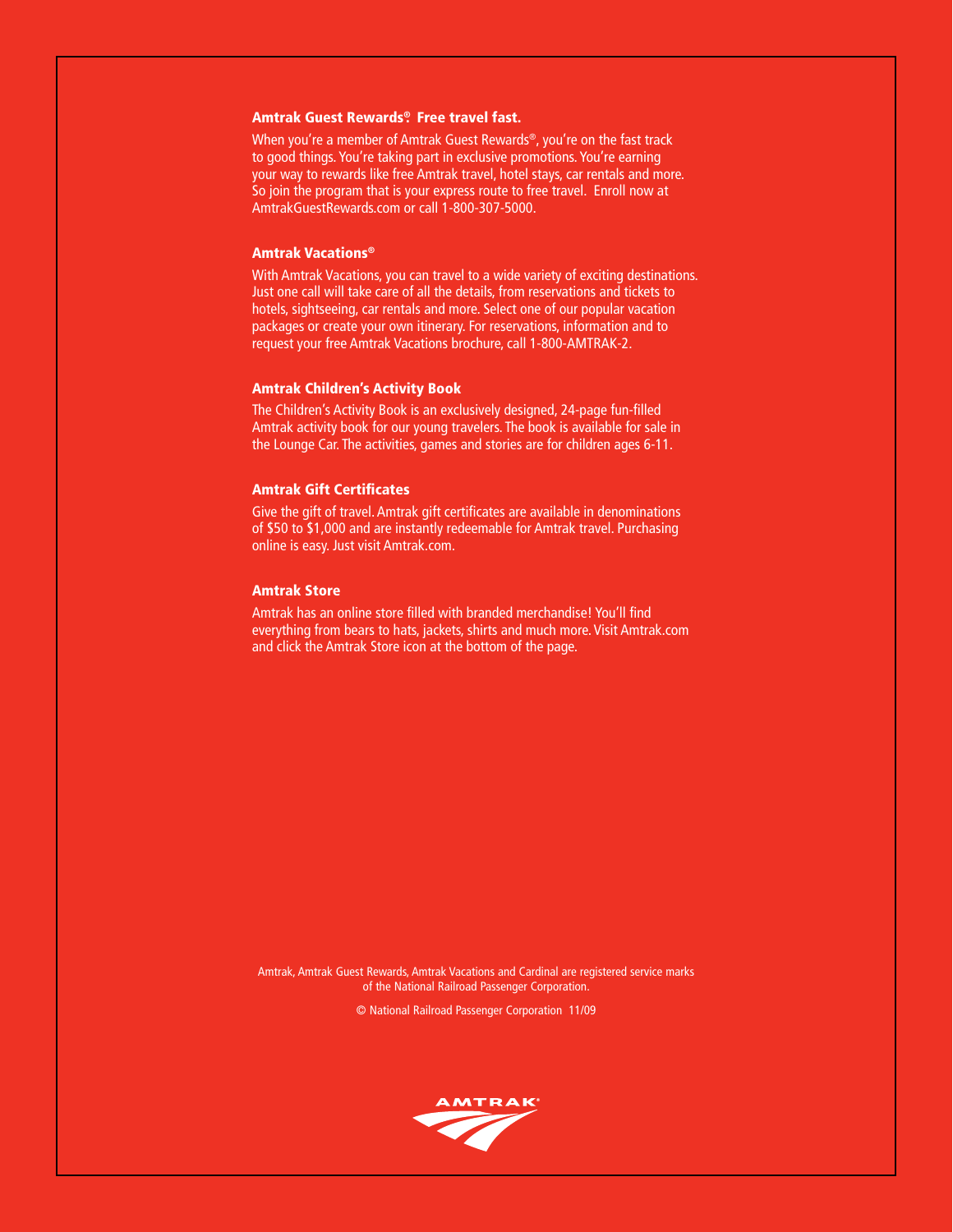### Amtrak Guest Rewards®. Free travel fast.

When you're a member of Amtrak Guest Rewards®, you're on the fast track to good things. You're taking part in exclusive promotions. You're earning your way to rewards like free Amtrak travel, hotel stays, car rentals and more. So join the program that is your express route to free travel. Enroll now at AmtrakGuestRewards.com or call 1-800-307-5000.

### Amtrak Vacations®

With Amtrak Vacations, you can travel to a wide variety of exciting destinations. Just one call will take care of all the details, from reservations and tickets to hotels, sightseeing, car rentals and more. Select one of our popular vacation packages or create your own itinerary. For reservations, information and to request your free Amtrak Vacations brochure, call 1-800-AMTRAK-2.

### Amtrak Children's Activity Book

The Children's Activity Book is an exclusively designed, 24-page fun-filled Amtrak activity book for our young travelers. The book is available for sale in the Lounge Car. The activities, games and stories are for children ages 6-11.

### Amtrak Gift Certificates

Give the gift of travel. Amtrak gift certificates are available in denominations of $50 to $1,000 and are instantly redeemable for Amtrak travel. Purchasing online is easy. Just visit Amtrak.com.

### Amtrak Store

Amtrak has an online store filled with branded merchandise! You'll find everything from bears to hats, jackets, shirts and much more. Visit Amtrak.com and click the Amtrak Store icon at the bottom of the page.

Amtrak, Amtrak Guest Rewards, Amtrak Vacations and Cardinal are registered service marks of the National Railroad Passenger Corporation.

© National Railroad Passenger Corporation 11/09

AMTRAK®